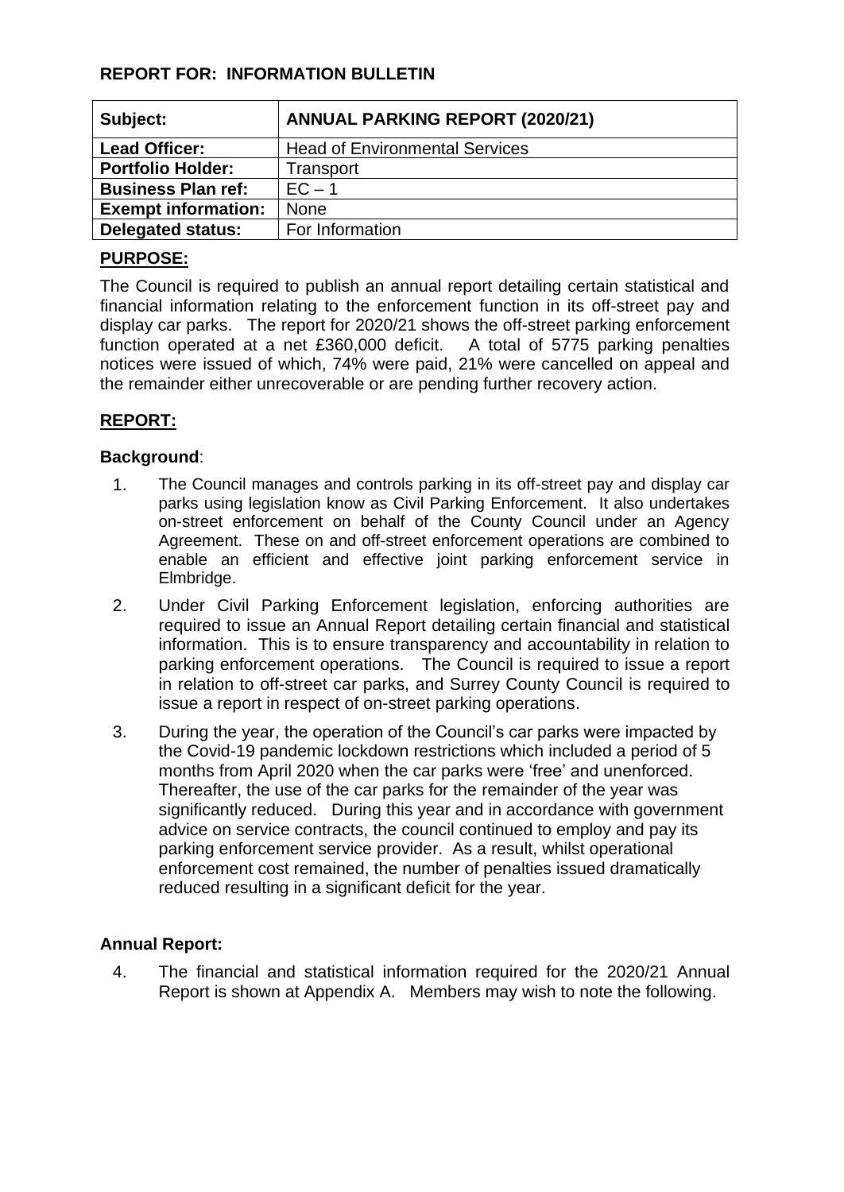**REPORT FOR: INFORMATION BULLETIN**

| Subject: | ANNUAL PARKING REPORT (2020/21) |
|---|---|
| Lead Officer: | Head of Environmental Services |
| Portfolio Holder: | Transport |
| Business Plan ref: | EC – 1 |
| Exempt information: | None |
| Delegated status: | For Information |

## PURPOSE:

The Council is required to publish an annual report detailing certain statistical and financial information relating to the enforcement function in its off-street pay and display car parks. The report for 2020/21 shows the off-street parking enforcement function operated at a net £360,000 deficit. A total of 5775 parking penalties notices were issued of which, 74% were paid, 21% were cancelled on appeal and the remainder either unrecoverable or are pending further recovery action.

## REPORT:

### Background:

1. The Council manages and controls parking in its off-street pay and display car parks using legislation know as Civil Parking Enforcement. It also undertakes on-street enforcement on behalf of the County Council under an Agency Agreement. These on and off-street enforcement operations are combined to enable an efficient and effective joint parking enforcement service in Elmbridge.
2. Under Civil Parking Enforcement legislation, enforcing authorities are required to issue an Annual Report detailing certain financial and statistical information. This is to ensure transparency and accountability in relation to parking enforcement operations. The Council is required to issue a report in relation to off-street car parks, and Surrey County Council is required to issue a report in respect of on-street parking operations.
3. During the year, the operation of the Council's car parks were impacted by the Covid-19 pandemic lockdown restrictions which included a period of 5 months from April 2020 when the car parks were 'free' and unenforced. Thereafter, the use of the car parks for the remainder of the year was significantly reduced. During this year and in accordance with government advice on service contracts, the council continued to employ and pay its parking enforcement service provider. As a result, whilst operational enforcement cost remained, the number of penalties issued dramatically reduced resulting in a significant deficit for the year.

### Annual Report:

4. The financial and statistical information required for the 2020/21 Annual Report is shown at Appendix A. Members may wish to note the following.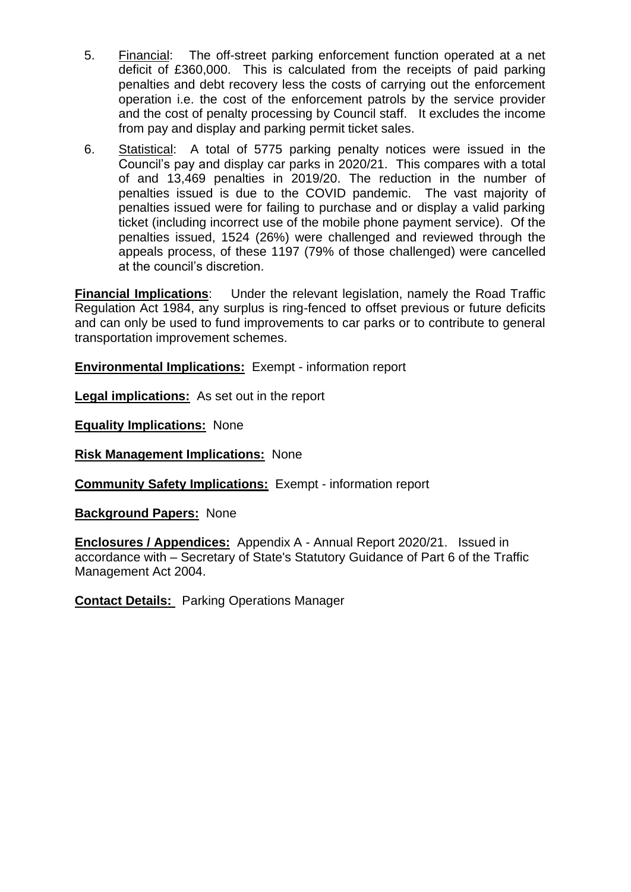5. Financial: The off-street parking enforcement function operated at a net deficit of £360,000. This is calculated from the receipts of paid parking penalties and debt recovery less the costs of carrying out the enforcement operation i.e. the cost of the enforcement patrols by the service provider and the cost of penalty processing by Council staff. It excludes the income from pay and display and parking permit ticket sales.

6. Statistical: A total of 5775 parking penalty notices were issued in the Council's pay and display car parks in 2020/21. This compares with a total of and 13,469 penalties in 2019/20. The reduction in the number of penalties issued is due to the COVID pandemic. The vast majority of penalties issued were for failing to purchase and or display a valid parking ticket (including incorrect use of the mobile phone payment service). Of the penalties issued, 1524 (26%) were challenged and reviewed through the appeals process, of these 1197 (79% of those challenged) were cancelled at the council's discretion.

**Financial Implications**: Under the relevant legislation, namely the Road Traffic Regulation Act 1984, any surplus is ring-fenced to offset previous or future deficits and can only be used to fund improvements to car parks or to contribute to general transportation improvement schemes.

**Environmental Implications:** Exempt - information report

**Legal implications:** As set out in the report

**Equality Implications:** None

**Risk Management Implications:** None

**Community Safety Implications:** Exempt - information report

**Background Papers:** None

**Enclosures / Appendices:** Appendix A - Annual Report 2020/21. Issued in accordance with – Secretary of State's Statutory Guidance of Part 6 of the Traffic Management Act 2004.

**Contact Details:** Parking Operations Manager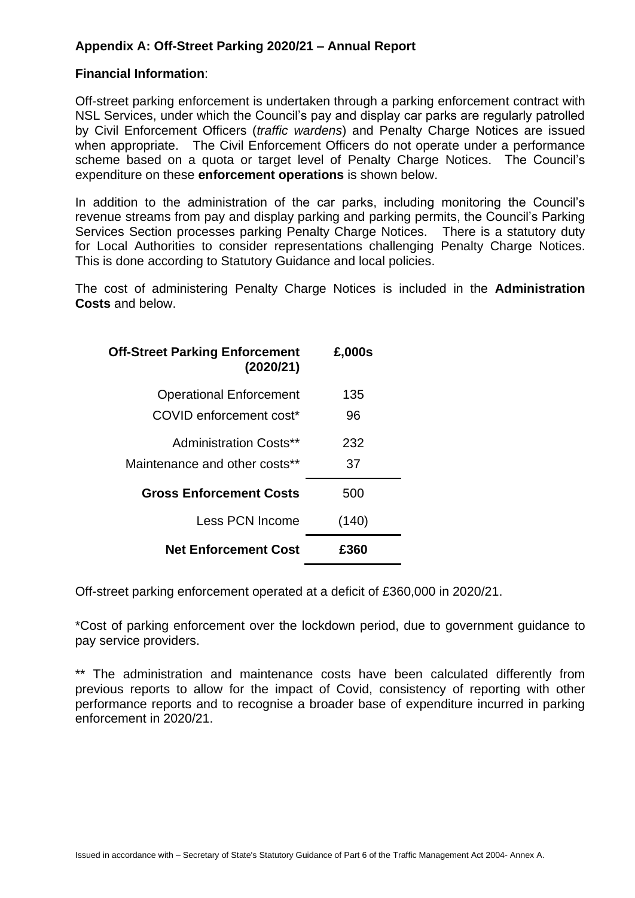**Appendix A: Off-Street Parking 2020/21 – Annual Report**

**Financial Information**:

Off-street parking enforcement is undertaken through a parking enforcement contract with NSL Services, under which the Council's pay and display car parks are regularly patrolled by Civil Enforcement Officers (*traffic wardens*) and Penalty Charge Notices are issued when appropriate. The Civil Enforcement Officers do not operate under a performance scheme based on a quota or target level of Penalty Charge Notices. The Council's expenditure on these **enforcement operations** is shown below.

In addition to the administration of the car parks, including monitoring the Council's revenue streams from pay and display parking and parking permits, the Council's Parking Services Section processes parking Penalty Charge Notices. There is a statutory duty for Local Authorities to consider representations challenging Penalty Charge Notices. This is done according to Statutory Guidance and local policies.

The cost of administering Penalty Charge Notices is included in the **Administration Costs** and below.

| **Off-Street Parking Enforcement (2020/21)** | **£,000s** |
|---|---|
| Operational Enforcement | 135 |
| COVID enforcement cost* | 96 |
| Administration Costs** | 232 |
| Maintenance and other costs** | 37 |
| **Gross Enforcement Costs** | 500 |
| Less PCN Income | (140) |
| **Net Enforcement Cost** | **£360** |

Off-street parking enforcement operated at a deficit of £360,000 in 2020/21.

*Cost of parking enforcement over the lockdown period, due to government guidance to pay service providers.

** The administration and maintenance costs have been calculated differently from previous reports to allow for the impact of Covid, consistency of reporting with other performance reports and to recognise a broader base of expenditure incurred in parking enforcement in 2020/21.

Issued in accordance with – Secretary of State's Statutory Guidance of Part 6 of the Traffic Management Act 2004- Annex A.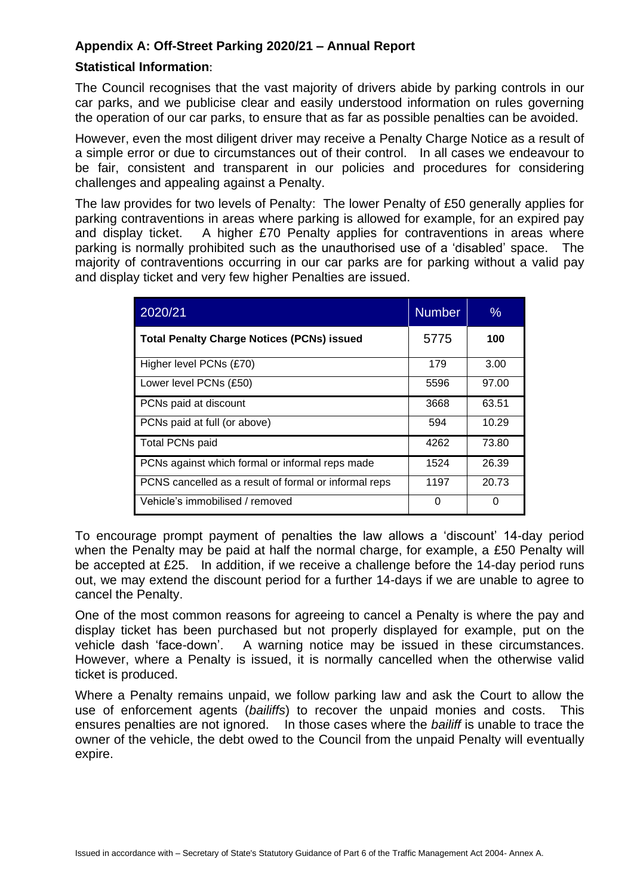## Appendix A: Off-Street Parking 2020/21 – Annual Report

**Statistical Information**:

The Council recognises that the vast majority of drivers abide by parking controls in our car parks, and we publicise clear and easily understood information on rules governing the operation of our car parks, to ensure that as far as possible penalties can be avoided.

However, even the most diligent driver may receive a Penalty Charge Notice as a result of a simple error or due to circumstances out of their control. In all cases we endeavour to be fair, consistent and transparent in our policies and procedures for considering challenges and appealing against a Penalty.

The law provides for two levels of Penalty: The lower Penalty of £50 generally applies for parking contraventions in areas where parking is allowed for example, for an expired pay and display ticket. A higher £70 Penalty applies for contraventions in areas where parking is normally prohibited such as the unauthorised use of a 'disabled' space. The majority of contraventions occurring in our car parks are for parking without a valid pay and display ticket and very few higher Penalties are issued.

| 2020/21 | Number | % |
|---|---|---|
| **Total Penalty Charge Notices (PCNs) issued** | 5775 | **100** |
| Higher level PCNs (£70) | 179 | 3.00 |
| Lower level PCNs (£50) | 5596 | 97.00 |
| PCNs paid at discount | 3668 | 63.51 |
| PCNs paid at full (or above) | 594 | 10.29 |
| Total PCNs paid | 4262 | 73.80 |
| PCNs against which formal or informal reps made | 1524 | 26.39 |
| PCNS cancelled as a result of formal or informal reps | 1197 | 20.73 |
| Vehicle's immobilised / removed | 0 | 0 |

To encourage prompt payment of penalties the law allows a 'discount' 14-day period when the Penalty may be paid at half the normal charge, for example, a £50 Penalty will be accepted at £25. In addition, if we receive a challenge before the 14-day period runs out, we may extend the discount period for a further 14-days if we are unable to agree to cancel the Penalty.

One of the most common reasons for agreeing to cancel a Penalty is where the pay and display ticket has been purchased but not properly displayed for example, put on the vehicle dash 'face-down'. A warning notice may be issued in these circumstances. However, where a Penalty is issued, it is normally cancelled when the otherwise valid ticket is produced.

Where a Penalty remains unpaid, we follow parking law and ask the Court to allow the use of enforcement agents (*bailiffs*) to recover the unpaid monies and costs. This ensures penalties are not ignored. In those cases where the *bailiff* is unable to trace the owner of the vehicle, the debt owed to the Council from the unpaid Penalty will eventually expire.

Issued in accordance with – Secretary of State's Statutory Guidance of Part 6 of the Traffic Management Act 2004- Annex A.